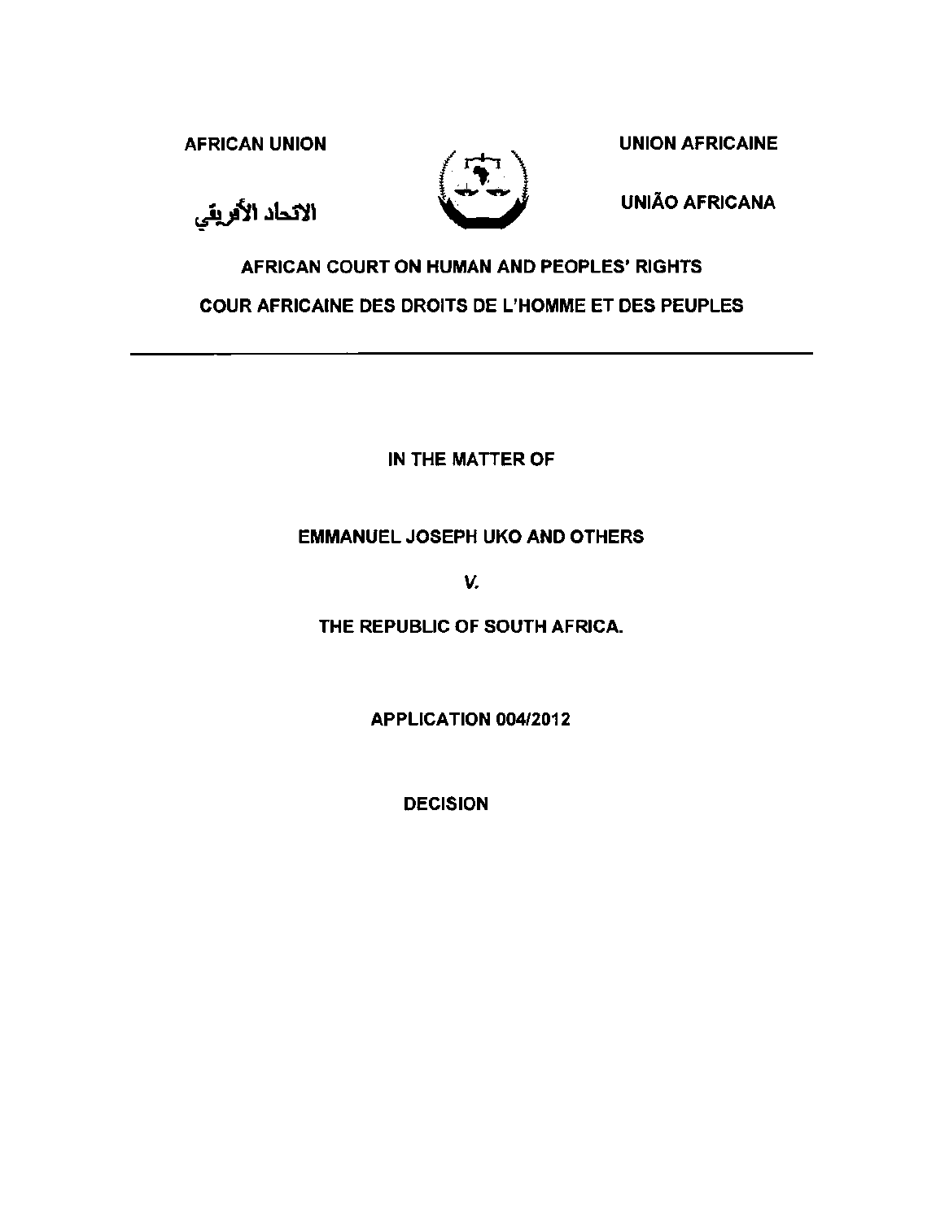AFRICAN UNION

الاتحاد الأفريقي

UNION AFRICAINE

UNIÃO AFRICANA

**AFRICAN COURT ON HUMAN AND PEOPLES' RIGHTS**

**COUR AFRICAINE DES DROITS DE L'HOMME ET DES PEUPLES**

---

**IN THE MATTER OF**

**EMMANUEL JOSEPH UKO AND OTHERS**

***V.***

**THE REPUBLIC OF SOUTH AFRICA.**

**APPLICATION 004/2012**

**DECISION**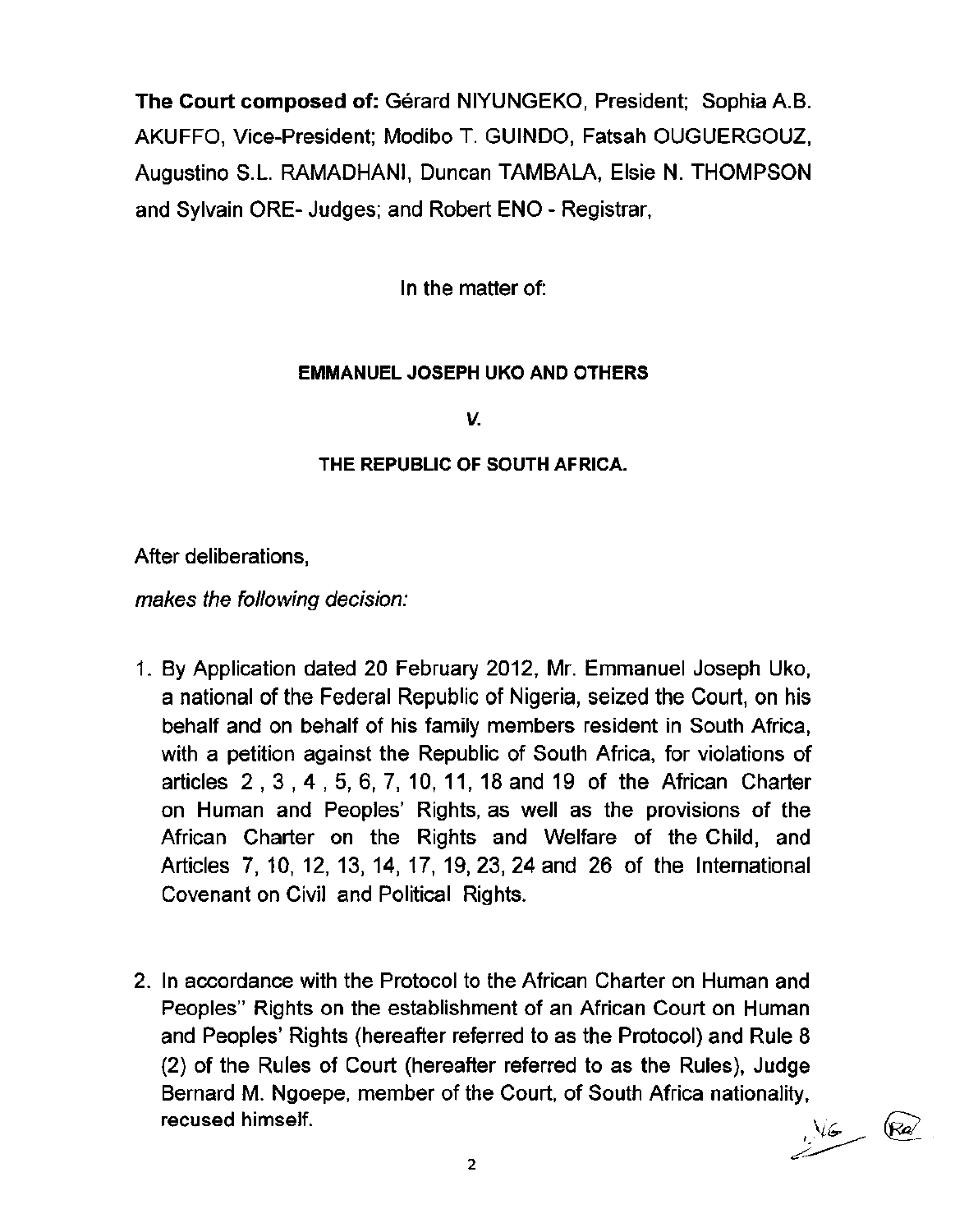**The Court composed of:** Gérard NIYUNGEKO, President; Sophia A.B. AKUFFO, Vice-President; Modibo T. GUINDO, Fatsah OUGUERGOUZ, Augustino S.L. RAMADHANI, Duncan TAMBALA, Elsie N. THOMPSON and Sylvain ORE- Judges; and Robert ENO - Registrar,

In the matter of:

**EMMANUEL JOSEPH UKO AND OTHERS**

***V.***

**THE REPUBLIC OF SOUTH AFRICA.**

After deliberations,

*makes the following decision:*

1. By Application dated 20 February 2012, Mr. Emmanuel Joseph Uko, a national of the Federal Republic of Nigeria, seized the Court, on his behalf and on behalf of his family members resident in South Africa, with a petition against the Republic of South Africa, for violations of articles 2 , 3 , 4 , 5, 6, 7, 10, 11, 18 and 19 of the African Charter on Human and Peoples' Rights, as well as the provisions of the African Charter on the Rights and Welfare of the Child, and Articles 7, 10, 12, 13, 14, 17, 19, 23, 24 and 26 of the International Covenant on Civil and Political Rights.

2. In accordance with the Protocol to the African Charter on Human and Peoples'' Rights on the establishment of an African Court on Human and Peoples' Rights (hereafter referred to as the Protocol) and Rule 8 (2) of the Rules of Court (hereafter referred to as the Rules), Judge Bernard M. Ngoepe, member of the Court, of South Africa nationality, recused himself.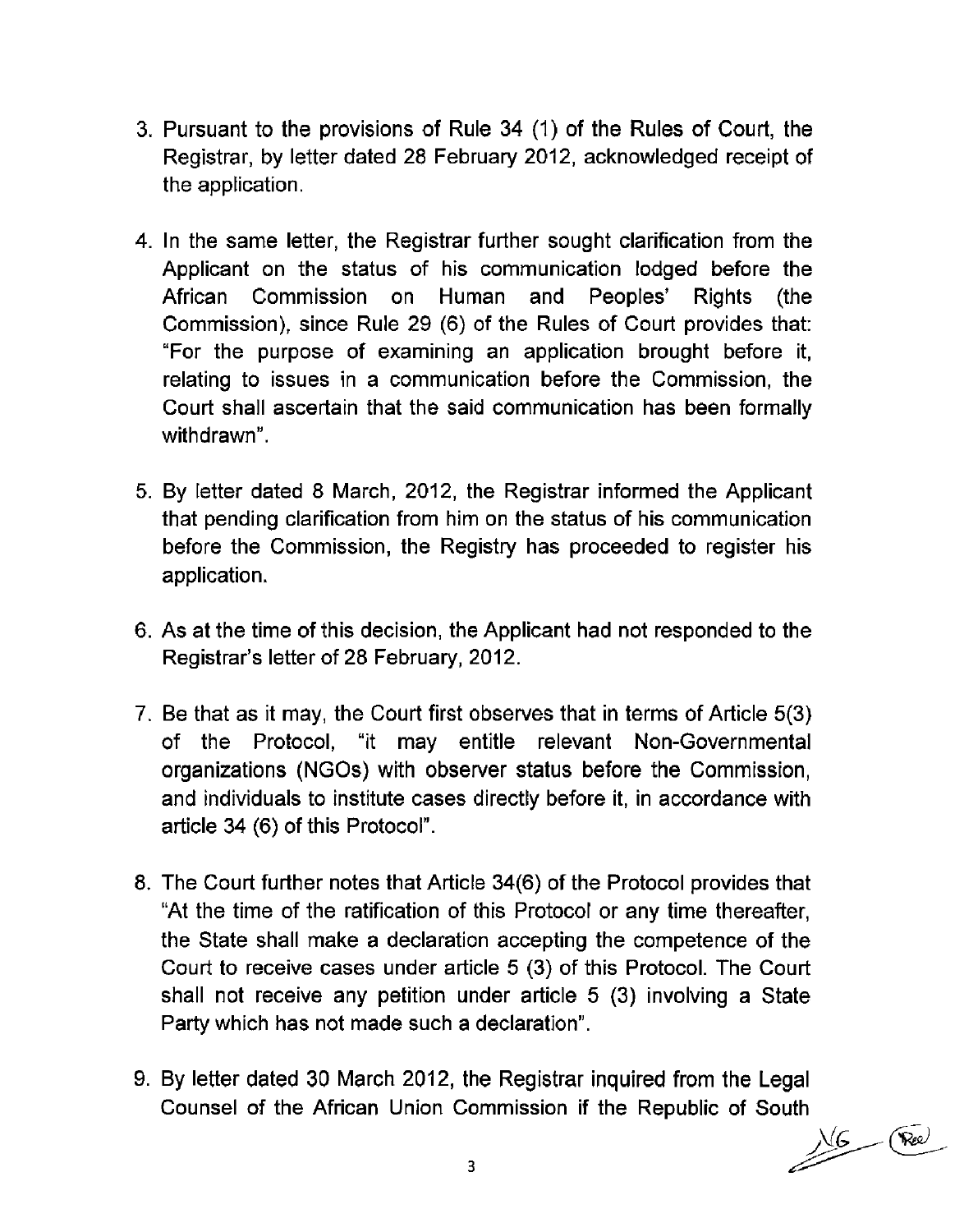3. Pursuant to the provisions of Rule 34 (1) of the Rules of Court, the Registrar, by letter dated 28 February 2012, acknowledged receipt of the application.

4. In the same letter, the Registrar further sought clarification from the Applicant on the status of his communication lodged before the African Commission on Human and Peoples' Rights (the Commission), since Rule 29 (6) of the Rules of Court provides that: "For the purpose of examining an application brought before it, relating to issues in a communication before the Commission, the Court shall ascertain that the said communication has been formally withdrawn".

5. By letter dated 8 March, 2012, the Registrar informed the Applicant that pending clarification from him on the status of his communication before the Commission, the Registry has proceeded to register his application.

6. As at the time of this decision, the Applicant had not responded to the Registrar's letter of 28 February, 2012.

7. Be that as it may, the Court first observes that in terms of Article 5(3) of the Protocol, "it may entitle relevant Non-Governmental organizations (NGOs) with observer status before the Commission, and individuals to institute cases directly before it, in accordance with article 34 (6) of this Protocol".

8. The Court further notes that Article 34(6) of the Protocol provides that "At the time of the ratification of this Protocol or any time thereafter, the State shall make a declaration accepting the competence of the Court to receive cases under article 5 (3) of this Protocol. The Court shall not receive any petition under article 5 (3) involving a State Party which has not made such a declaration".

9. By letter dated 30 March 2012, the Registrar inquired from the Legal Counsel of the African Union Commission if the Republic of South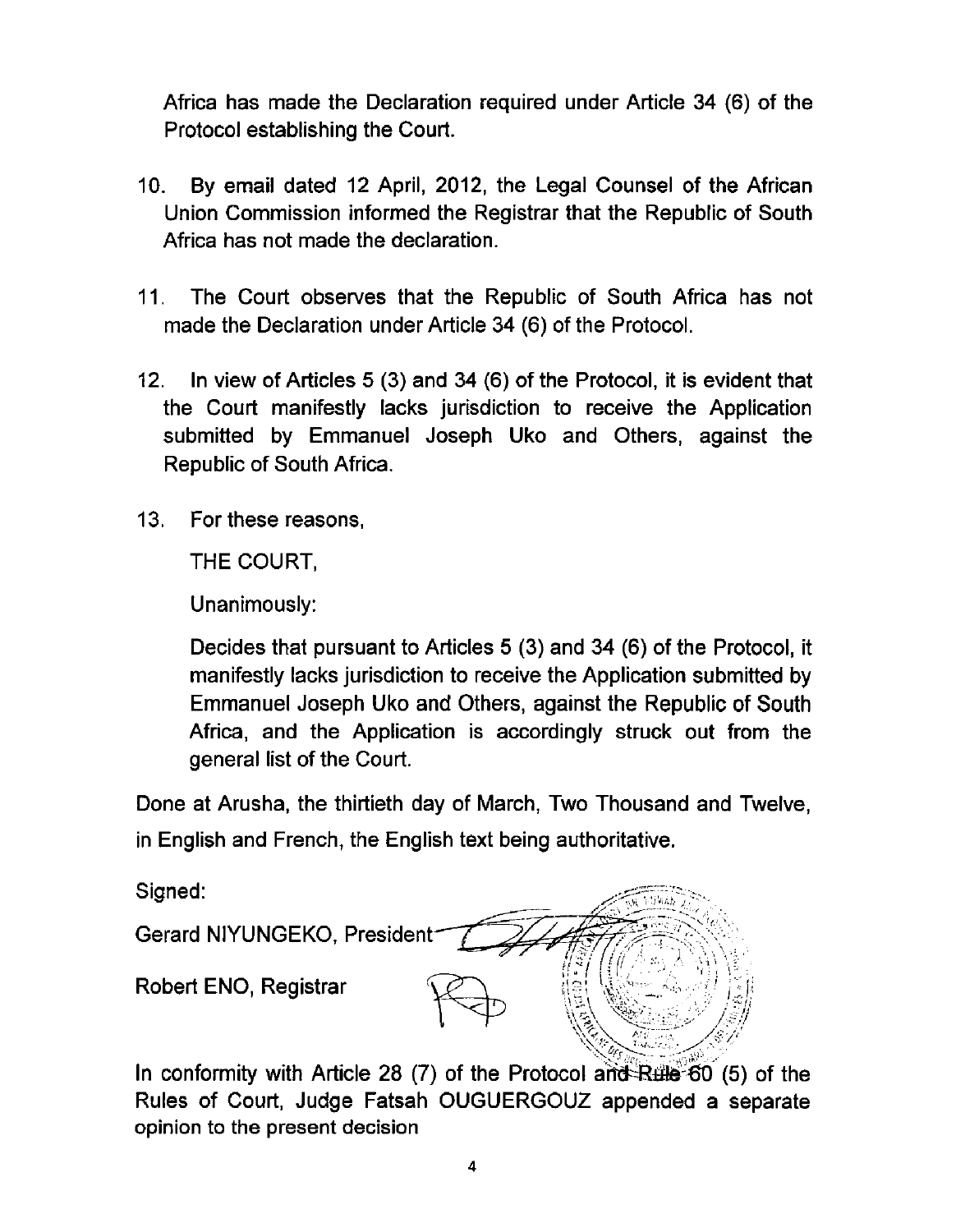Africa has made the Declaration required under Article 34 (6) of the Protocol establishing the Court.

10. By email dated 12 April, 2012, the Legal Counsel of the African Union Commission informed the Registrar that the Republic of South Africa has not made the declaration.

11. The Court observes that the Republic of South Africa has not made the Declaration under Article 34 (6) of the Protocol.

12. In view of Articles 5 (3) and 34 (6) of the Protocol, it is evident that the Court manifestly lacks jurisdiction to receive the Application submitted by Emmanuel Joseph Uko and Others, against the Republic of South Africa.

13. For these reasons,

THE COURT,

Unanimously:

Decides that pursuant to Articles 5 (3) and 34 (6) of the Protocol, it manifestly lacks jurisdiction to receive the Application submitted by Emmanuel Joseph Uko and Others, against the Republic of South Africa, and the Application is accordingly struck out from the general list of the Court.

Done at Arusha, the thirtieth day of March, Two Thousand and Twelve, in English and French, the English text being authoritative.

Signed:

Gerard NIYUNGEKO, President

Robert ENO, Registrar

In conformity with Article 28 (7) of the Protocol and Rule 60 (5) of the Rules of Court, Judge Fatsah OUGUERGOUZ appended a separate opinion to the present decision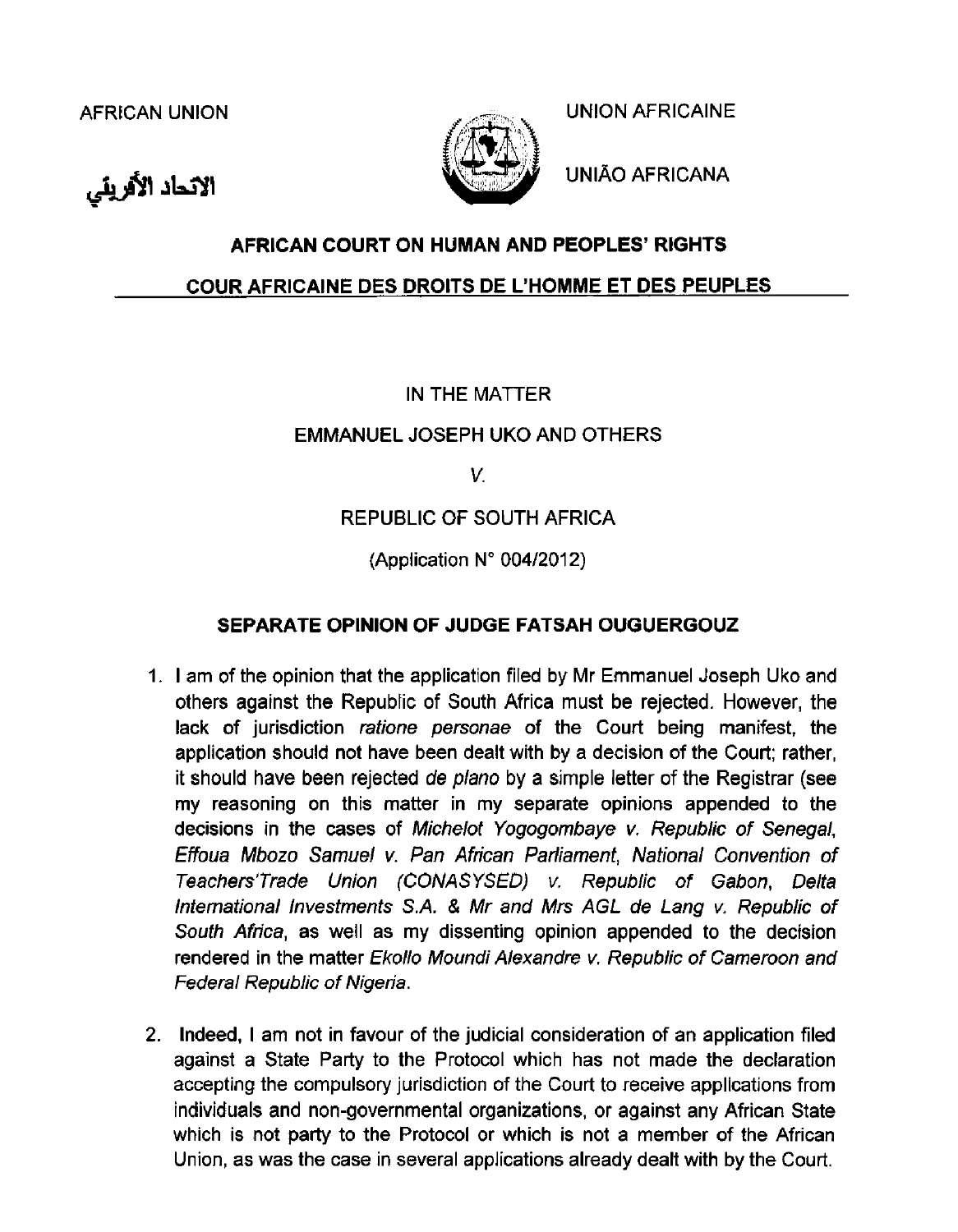AFRICAN UNION

الاتحاد الأفريقي

UNION AFRICAINE

UNIÃO AFRICANA

**AFRICAN COURT ON HUMAN AND PEOPLES' RIGHTS**

**COUR AFRICAINE DES DROITS DE L'HOMME ET DES PEUPLES**

IN THE MATTER

EMMANUEL JOSEPH UKO AND OTHERS

*V.*

REPUBLIC OF SOUTH AFRICA

(Application N° 004/2012)

**SEPARATE OPINION OF JUDGE FATSAH OUGUERGOUZ**

1. I am of the opinion that the application filed by Mr Emmanuel Joseph Uko and others against the Republic of South Africa must be rejected. However, the lack of jurisdiction *ratione personae* of the Court being manifest, the application should not have been dealt with by a decision of the Court; rather, it should have been rejected *de plano* by a simple letter of the Registrar (see my reasoning on this matter in my separate opinions appended to the decisions in the cases of *Michelot Yogogombaye v. Republic of Senegal*, *Effoua Mbozo Samuel v. Pan African Parliament*, *National Convention of Teachers'Trade Union (CONASYSED) v. Republic of Gabon*, *Delta International Investments S.A. & Mr and Mrs AGL de Lang v. Republic of South Africa*, as well as my dissenting opinion appended to the decision rendered in the matter *Ekollo Moundi Alexandre v. Republic of Cameroon and Federal Republic of Nigeria*.

2. Indeed, I am not in favour of the judicial consideration of an application filed against a State Party to the Protocol which has not made the declaration accepting the compulsory jurisdiction of the Court to receive applications from individuals and non-governmental organizations, or against any African State which is not party to the Protocol or which is not a member of the African Union, as was the case in several applications already dealt with by the Court.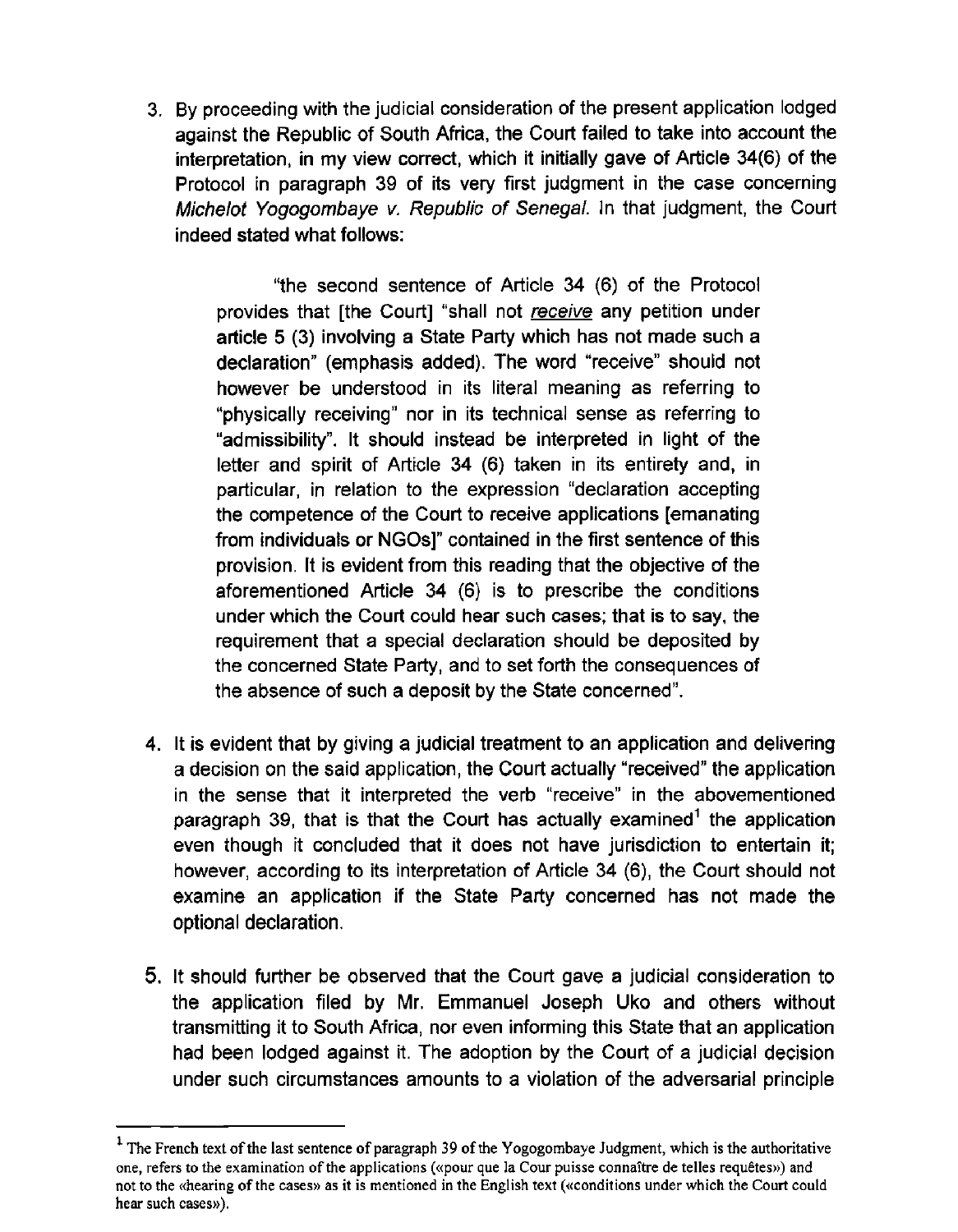3. By proceeding with the judicial consideration of the present application lodged against the Republic of South Africa, the Court failed to take into account the interpretation, in my view correct, which it initially gave of Article 34(6) of the Protocol in paragraph 39 of its very first judgment in the case concerning *Michelot Yogogombaye v. Republic of Senegal*. In that judgment, the Court indeed stated what follows:

   > "the second sentence of Article 34 (6) of the Protocol provides that [the Court] "shall not <u>receive</u> any petition under article 5 (3) involving a State Party which has not made such a declaration" (emphasis added). The word "receive" should not however be understood in its literal meaning as referring to "physically receiving" nor in its technical sense as referring to "admissibility". It should instead be interpreted in light of the letter and spirit of Article 34 (6) taken in its entirety and, in particular, in relation to the expression "declaration accepting the competence of the Court to receive applications [emanating from individuals or NGOs]" contained in the first sentence of this provision. It is evident from this reading that the objective of the aforementioned Article 34 (6) is to prescribe the conditions under which the Court could hear such cases; that is to say, the requirement that a special declaration should be deposited by the concerned State Party, and to set forth the consequences of the absence of such a deposit by the State concerned".

4. It is evident that by giving a judicial treatment to an application and delivering a decision on the said application, the Court actually "received" the application in the sense that it interpreted the verb "receive" in the abovementioned paragraph 39, that is that the Court has actually examined[1] the application even though it concluded that it does not have jurisdiction to entertain it; however, according to its interpretation of Article 34 (6), the Court should not examine an application if the State Party concerned has not made the optional declaration.

5. It should further be observed that the Court gave a judicial consideration to the application filed by Mr. Emmanuel Joseph Uko and others without transmitting it to South Africa, nor even informing this State that an application had been lodged against it. The adoption by the Court of a judicial decision under such circumstances amounts to a violation of the adversarial principle

---

[1] The French text of the last sentence of paragraph 39 of the Yogogombaye Judgment, which is the authoritative one, refers to the examination of the applications («pour que la Cour puisse connaître de telles requêtes») and not to the «hearing of the cases» as it is mentioned in the English text («conditions under which the Court could hear such cases»).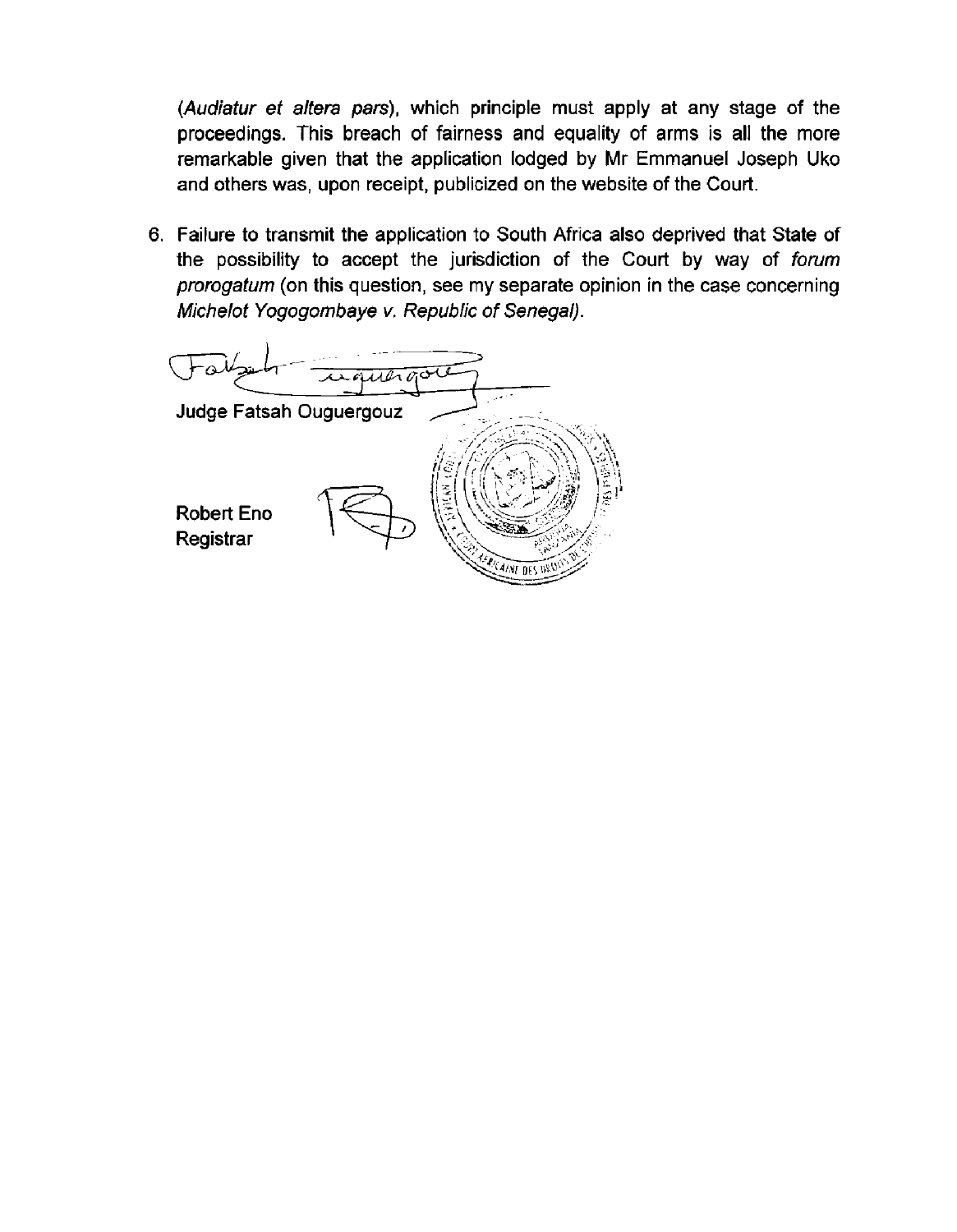(*Audiatur et altera pars*), which principle must apply at any stage of the proceedings. This breach of fairness and equality of arms is all the more remarkable given that the application lodged by Mr Emmanuel Joseph Uko and others was, upon receipt, publicized on the website of the Court.

6. Failure to transmit the application to South Africa also deprived that State of the possibility to accept the jurisdiction of the Court by way of *forum prorogatum* (on this question, see my separate opinion in the case concerning *Michelot Yogogombaye v. Republic of Senegal*).

Judge Fatsah Ouguergouz

Robert Eno
Registrar